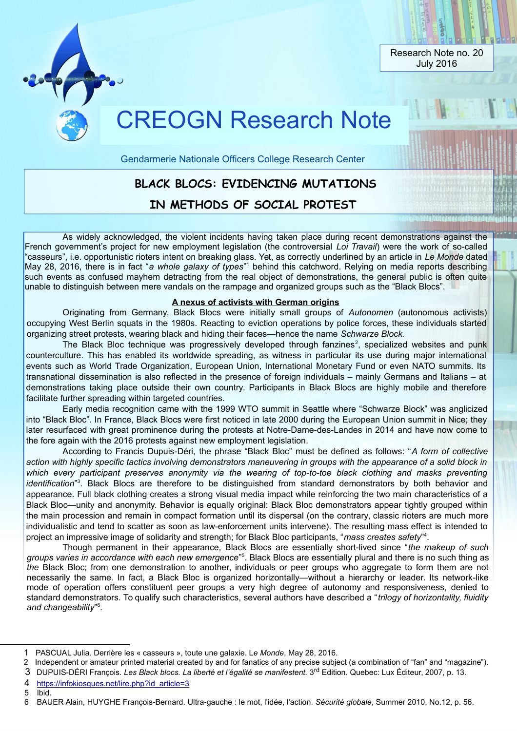Research Note no. 20
July 2016

# CREOGN Research Note

Gendarmerie Nationale Officers College Research Center

## BLACK BLOCS: EVIDENCING MUTATIONS IN METHODS OF SOCIAL PROTEST

As widely acknowledged, the violent incidents having taken place during recent demonstrations against the French government's project for new employment legislation (the controversial *Loi Travail*) were the work of so-called "casseurs", i.e. opportunistic rioters intent on breaking glass. Yet, as correctly underlined by an article in *Le Monde* dated May 28, 2016, there is in fact "*a whole galaxy of types*"[1] behind this catchword. Relying on media reports describing such events as confused mayhem detracting from the real object of demonstrations, the general public is often quite unable to distinguish between mere vandals on the rampage and organized groups such as the "Black Blocs".

### A nexus of activists with German origins

Originating from Germany, Black Blocs were initially small groups of *Autonomen* (autonomous activists) occupying West Berlin squats in the 1980s. Reacting to eviction operations by police forces, these individuals started organizing street protests, wearing black and hiding their faces—hence the name *Schwarze Block.*

The Black Bloc technique was progressively developed through fanzines[2], specialized websites and punk counterculture. This has enabled its worldwide spreading, as witness in particular its use during major international events such as World Trade Organization, European Union, International Monetary Fund or even NATO summits. Its transnational dissemination is also reflected in the presence of foreign individuals – mainly Germans and Italians – at demonstrations taking place outside their own country. Participants in Black Blocs are highly mobile and therefore facilitate further spreading within targeted countries.

Early media recognition came with the 1999 WTO summit in Seattle where "Schwarze Block" was anglicized into "Black Bloc". In France, Black Blocs were first noticed in late 2000 during the European Union summit in Nice; they later resurfaced with great prominence during the protests at Notre-Dame-des-Landes in 2014 and have now come to the fore again with the 2016 protests against new employment legislation.

According to Francis Dupuis-Déri, the phrase "Black Bloc" must be defined as follows: "*A form of collective action with highly specific tactics involving demonstrators maneuvering in groups with the appearance of a solid block in which every participant preserves anonymity via the wearing of top-to-toe black clothing and masks preventing identification*"[3]. Black Blocs are therefore to be distinguished from standard demonstrators by both behavior and appearance. Full black clothing creates a strong visual media impact while reinforcing the two main characteristics of a Black Bloc—unity and anonymity. Behavior is equally original: Black Bloc demonstrators appear tightly grouped within the main procession and remain in compact formation until its dispersal (on the contrary, classic rioters are much more individualistic and tend to scatter as soon as law-enforcement units intervene). The resulting mass effect is intended to project an impressive image of solidarity and strength; for Black Bloc participants, "*mass creates safety*"[4].

Though permanent in their appearance, Black Blocs are essentially short-lived since "*the makeup of such groups varies in accordance with each new emergence*"[5]. Black Blocs are essentially plural and there is no such thing as *the* Black Bloc; from one demonstration to another, individuals or peer groups who aggregate to form them are not necessarily the same. In fact, a Black Bloc is organized horizontally—without a hierarchy or leader. Its network-like mode of operation offers constituent peer groups a very high degree of autonomy and responsiveness, denied to standard demonstrators. To qualify such characteristics, several authors have described a "*trilogy of horizontality, fluidity and changeability*"[6].

---

1 PASCUAL Julia. Derrière les « casseurs », toute une galaxie. L*e Monde*, May 28, 2016.

2 Independent or amateur printed material created by and for fanatics of any precise subject (a combination of "fan" and "magazine").

3 DUPUIS-DÉRI François. *Les Black blocs. La liberté et l'égalité se manifestent.* 3rd Edition. Quebec: Lux Éditeur, 2007, p. 13.

4 https://infokiosques.net/lire.php?id_article=3

5 Ibid.

6 BAUER Alain, HUYGHE François-Bernard. Ultra-gauche : le mot, l'idée, l'action. *Sécurité globale*, Summer 2010, No.12, p. 56.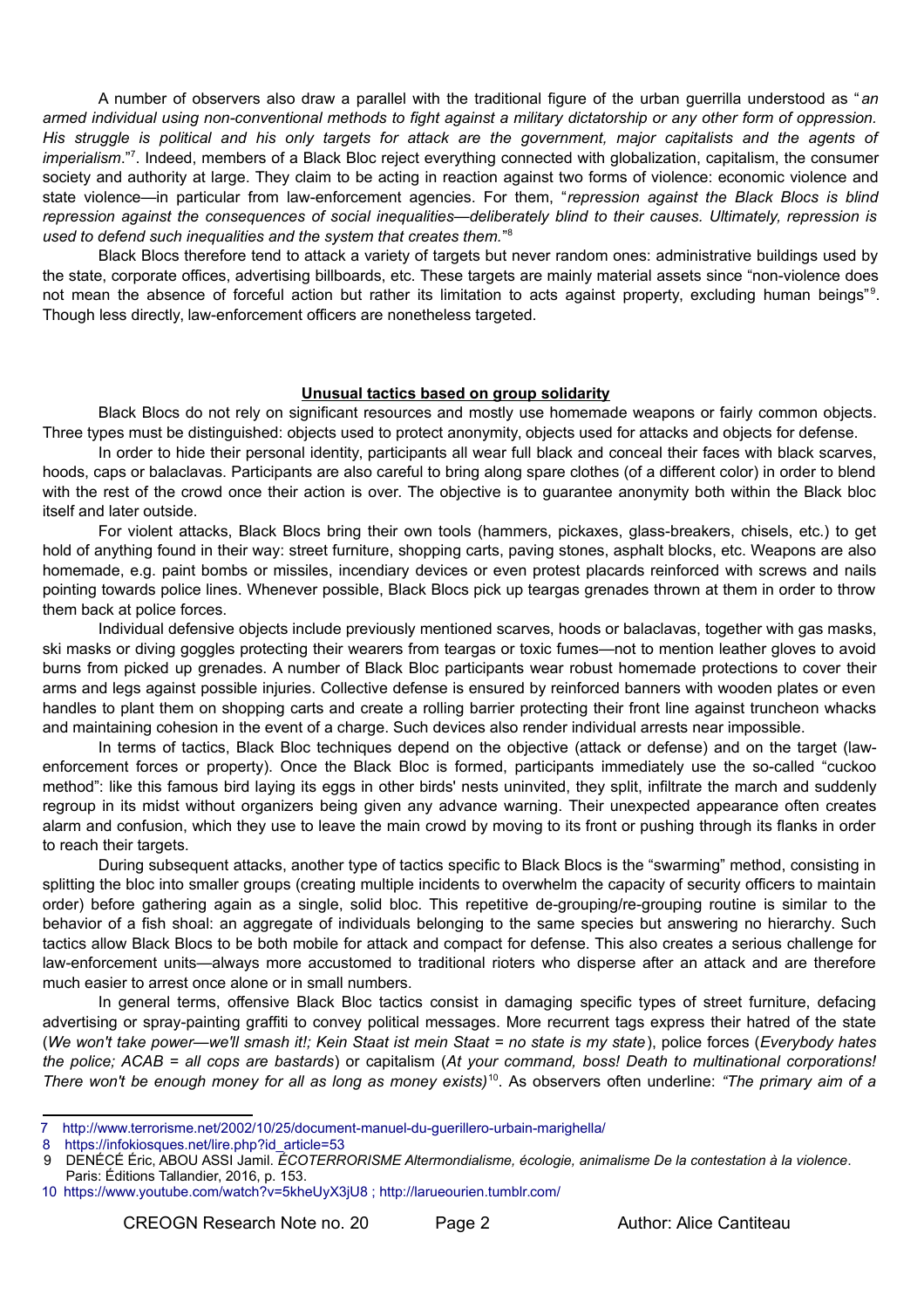A number of observers also draw a parallel with the traditional figure of the urban guerrilla understood as "*an armed individual using non-conventional methods to fight against a military dictatorship or any other form of oppression. His struggle is political and his only targets for attack are the government, major capitalists and the agents of imperialism*."[7]. Indeed, members of a Black Bloc reject everything connected with globalization, capitalism, the consumer society and authority at large. They claim to be acting in reaction against two forms of violence: economic violence and state violence—in particular from law-enforcement agencies. For them, "*repression against the Black Blocs is blind repression against the consequences of social inequalities—deliberately blind to their causes. Ultimately, repression is used to defend such inequalities and the system that creates them.*"[8]

Black Blocs therefore tend to attack a variety of targets but never random ones: administrative buildings used by the state, corporate offices, advertising billboards, etc. These targets are mainly material assets since "non-violence does not mean the absence of forceful action but rather its limitation to acts against property, excluding human beings"[9]. Though less directly, law-enforcement officers are nonetheless targeted.

## Unusual tactics based on group solidarity

Black Blocs do not rely on significant resources and mostly use homemade weapons or fairly common objects. Three types must be distinguished: objects used to protect anonymity, objects used for attacks and objects for defense.

In order to hide their personal identity, participants all wear full black and conceal their faces with black scarves, hoods, caps or balaclavas. Participants are also careful to bring along spare clothes (of a different color) in order to blend with the rest of the crowd once their action is over. The objective is to guarantee anonymity both within the Black bloc itself and later outside.

For violent attacks, Black Blocs bring their own tools (hammers, pickaxes, glass-breakers, chisels, etc.) to get hold of anything found in their way: street furniture, shopping carts, paving stones, asphalt blocks, etc. Weapons are also homemade, e.g. paint bombs or missiles, incendiary devices or even protest placards reinforced with screws and nails pointing towards police lines. Whenever possible, Black Blocs pick up teargas grenades thrown at them in order to throw them back at police forces.

Individual defensive objects include previously mentioned scarves, hoods or balaclavas, together with gas masks, ski masks or diving goggles protecting their wearers from teargas or toxic fumes—not to mention leather gloves to avoid burns from picked up grenades. A number of Black Bloc participants wear robust homemade protections to cover their arms and legs against possible injuries. Collective defense is ensured by reinforced banners with wooden plates or even handles to plant them on shopping carts and create a rolling barrier protecting their front line against truncheon whacks and maintaining cohesion in the event of a charge. Such devices also render individual arrests near impossible.

In terms of tactics, Black Bloc techniques depend on the objective (attack or defense) and on the target (law-enforcement forces or property). Once the Black Bloc is formed, participants immediately use the so-called "cuckoo method": like this famous bird laying its eggs in other birds' nests uninvited, they split, infiltrate the march and suddenly regroup in its midst without organizers being given any advance warning. Their unexpected appearance often creates alarm and confusion, which they use to leave the main crowd by moving to its front or pushing through its flanks in order to reach their targets.

During subsequent attacks, another type of tactics specific to Black Blocs is the "swarming" method, consisting in splitting the bloc into smaller groups (creating multiple incidents to overwhelm the capacity of security officers to maintain order) before gathering again as a single, solid bloc. This repetitive de-grouping/re-grouping routine is similar to the behavior of a fish shoal: an aggregate of individuals belonging to the same species but answering no hierarchy. Such tactics allow Black Blocs to be both mobile for attack and compact for defense. This also creates a serious challenge for law-enforcement units—always more accustomed to traditional rioters who disperse after an attack and are therefore much easier to arrest once alone or in small numbers.

In general terms, offensive Black Bloc tactics consist in damaging specific types of street furniture, defacing advertising or spray-painting graffiti to convey political messages. More recurrent tags express their hatred of the state (*We won't take power—we'll smash it!; Kein Staat ist mein Staat = no state is my state*), police forces (*Everybody hates the police; ACAB = all cops are bastards*) or capitalism (*At your command, boss! Death to multinational corporations! There won't be enough money for all as long as money exists)*[10]. As observers often underline: *"The primary aim of a*

---

7 http://www.terrorisme.net/2002/10/25/document-manuel-du-guerillero-urbain-marighella/

8 https://infokiosques.net/lire.php?id_article=53

9 DENÉCÉ Éric, ABOU ASSI Jamil. *ÉCOTERRORISME Altermondialisme, écologie, animalisme De la contestation à la violence*. Paris: Éditions Tallandier, 2016, p. 153.

10 https://www.youtube.com/watch?v=5kheUyX3jU8 ; http://larueourien.tumblr.com/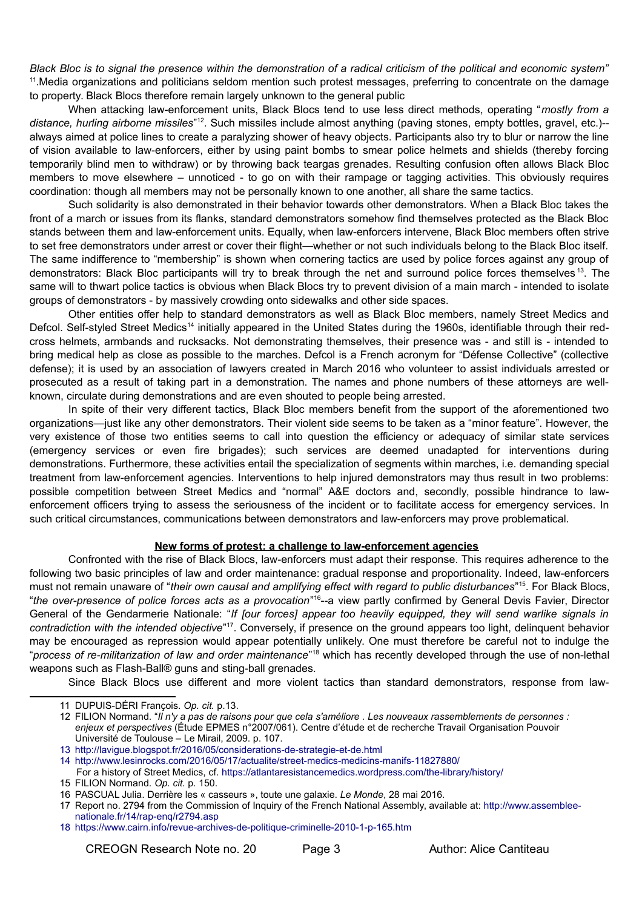*Black Bloc is to signal the presence within the demonstration of a radical criticism of the political and economic system"* [11].Media organizations and politicians seldom mention such protest messages, preferring to concentrate on the damage to property. Black Blocs therefore remain largely unknown to the general public

When attacking law-enforcement units, Black Blocs tend to use less direct methods, operating "*mostly from a distance, hurling airborne missiles*"[12]. Such missiles include almost anything (paving stones, empty bottles, gravel, etc.)--always aimed at police lines to create a paralyzing shower of heavy objects. Participants also try to blur or narrow the line of vision available to law-enforcers, either by using paint bombs to smear police helmets and shields (thereby forcing temporarily blind men to withdraw) or by throwing back teargas grenades. Resulting confusion often allows Black Bloc members to move elsewhere – unnoticed - to go on with their rampage or tagging activities. This obviously requires coordination: though all members may not be personally known to one another, all share the same tactics.

Such solidarity is also demonstrated in their behavior towards other demonstrators. When a Black Bloc takes the front of a march or issues from its flanks, standard demonstrators somehow find themselves protected as the Black Bloc stands between them and law-enforcement units. Equally, when law-enforcers intervene, Black Bloc members often strive to set free demonstrators under arrest or cover their flight—whether or not such individuals belong to the Black Bloc itself. The same indifference to "membership" is shown when cornering tactics are used by police forces against any group of demonstrators: Black Bloc participants will try to break through the net and surround police forces themselves[13]. The same will to thwart police tactics is obvious when Black Blocs try to prevent division of a main march - intended to isolate groups of demonstrators - by massively crowding onto sidewalks and other side spaces.

Other entities offer help to standard demonstrators as well as Black Bloc members, namely Street Medics and Defcol. Self-styled Street Medics[14] initially appeared in the United States during the 1960s, identifiable through their red-cross helmets, armbands and rucksacks. Not demonstrating themselves, their presence was - and still is - intended to bring medical help as close as possible to the marches. Defcol is a French acronym for "Défense Collective" (collective defense); it is used by an association of lawyers created in March 2016 who volunteer to assist individuals arrested or prosecuted as a result of taking part in a demonstration. The names and phone numbers of these attorneys are well-known, circulate during demonstrations and are even shouted to people being arrested.

In spite of their very different tactics, Black Bloc members benefit from the support of the aforementioned two organizations—just like any other demonstrators. Their violent side seems to be taken as a "minor feature". However, the very existence of those two entities seems to call into question the efficiency or adequacy of similar state services (emergency services or even fire brigades); such services are deemed unadapted for interventions during demonstrations. Furthermore, these activities entail the specialization of segments within marches, i.e. demanding special treatment from law-enforcement agencies. Interventions to help injured demonstrators may thus result in two problems: possible competition between Street Medics and "normal" A&E doctors and, secondly, possible hindrance to law-enforcement officers trying to assess the seriousness of the incident or to facilitate access for emergency services. In such critical circumstances, communications between demonstrators and law-enforcers may prove problematical.

## New forms of protest: a challenge to law-enforcement agencies

Confronted with the rise of Black Blocs, law-enforcers must adapt their response. This requires adherence to the following two basic principles of law and order maintenance: gradual response and proportionality. Indeed, law-enforcers must not remain unaware of "*their own causal and amplifying effect with regard to public disturbances*"[15]. For Black Blocs, "*the over-presence of police forces acts as a provocation*"[16]--a view partly confirmed by General Devis Favier, Director General of the Gendarmerie Nationale: "*If [our forces] appear too heavily equipped, they will send warlike signals in contradiction with the intended objective*"[17]. Conversely, if presence on the ground appears too light, delinquent behavior may be encouraged as repression would appear potentially unlikely. One must therefore be careful not to indulge the "*process of re-militarization of law and order maintenance*"[18] which has recently developed through the use of non-lethal weapons such as Flash-Ball® guns and sting-ball grenades.

Since Black Blocs use different and more violent tactics than standard demonstrators, response from law-

---

11 DUPUIS-DÉRI François. *Op. cit.* p.13.

12 FILION Normand. "*Il n'y a pas de raisons pour que cela s'améliore . Les nouveaux rassemblements de personnes : enjeux et perspectives* (Étude EPMES n°2007/061). Centre d'étude et de recherche Travail Organisation Pouvoir Université de Toulouse – Le Mirail, 2009. p. 107.

13 http://lavigue.blogspot.fr/2016/05/considerations-de-strategie-et-de.html

14 http://www.lesinrocks.com/2016/05/17/actualite/street-medics-medicins-manifs-11827880/
For a history of Street Medics, cf. https://atlantaresistancemedics.wordpress.com/the-library/history/

15 FILION Normand. *Op. cit.* p. 150.

16 PASCUAL Julia. Derrière les « casseurs », toute une galaxie. *Le Monde*, 28 mai 2016.

17 Report no. 2794 from the Commission of Inquiry of the French National Assembly, available at: http://www.assemblee-nationale.fr/14/rap-enq/r2794.asp

18 https://www.cairn.info/revue-archives-de-politique-criminelle-2010-1-p-165.htm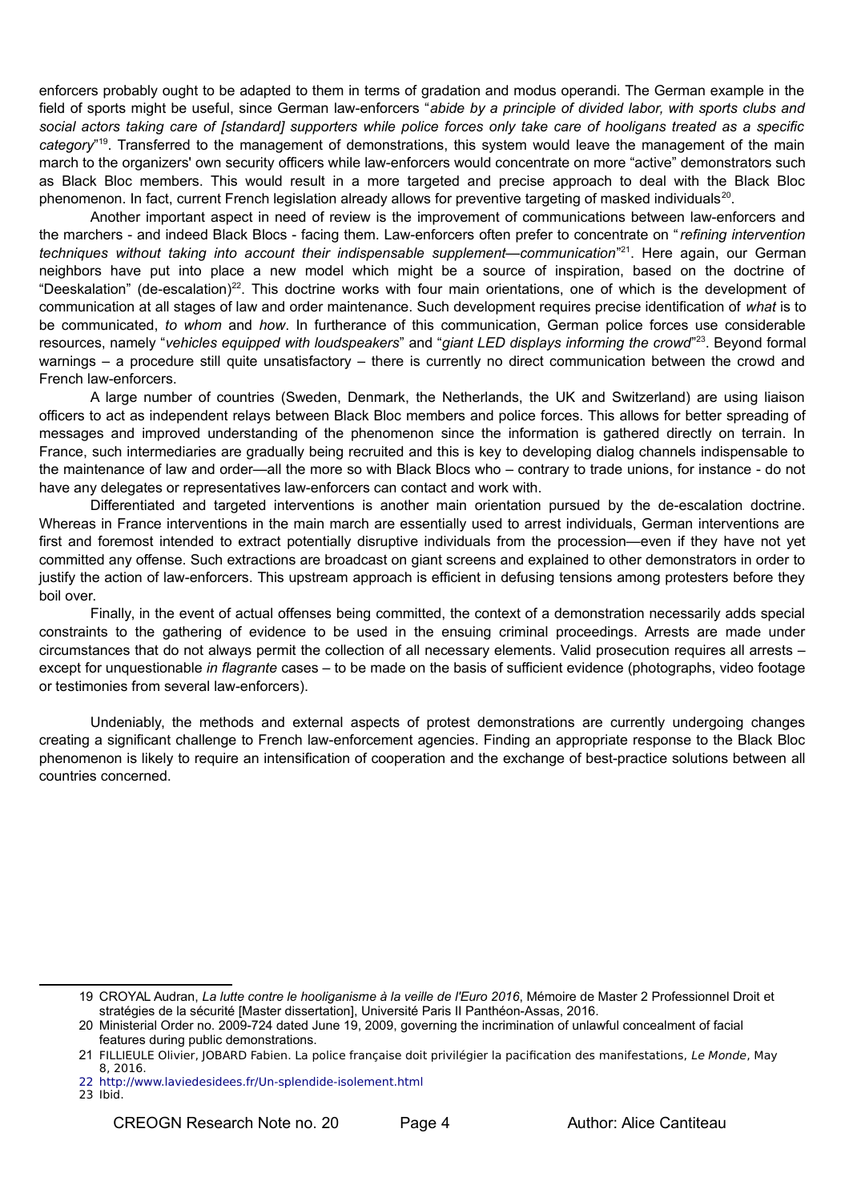enforcers probably ought to be adapted to them in terms of gradation and modus operandi. The German example in the field of sports might be useful, since German law-enforcers "*abide by a principle of divided labor, with sports clubs and social actors taking care of [standard] supporters while police forces only take care of hooligans treated as a specific category*"[19]. Transferred to the management of demonstrations, this system would leave the management of the main march to the organizers' own security officers while law-enforcers would concentrate on more "active" demonstrators such as Black Bloc members. This would result in a more targeted and precise approach to deal with the Black Bloc phenomenon. In fact, current French legislation already allows for preventive targeting of masked individuals[20].

Another important aspect in need of review is the improvement of communications between law-enforcers and the marchers - and indeed Black Blocs - facing them. Law-enforcers often prefer to concentrate on "*refining intervention techniques without taking into account their indispensable supplement—communication*"[21]. Here again, our German neighbors have put into place a new model which might be a source of inspiration, based on the doctrine of "Deeskalation" (de-escalation)[22]. This doctrine works with four main orientations, one of which is the development of communication at all stages of law and order maintenance. Such development requires precise identification of *what* is to be communicated, *to whom* and *how*. In furtherance of this communication, German police forces use considerable resources, namely "*vehicles equipped with loudspeakers*" and "*giant LED displays informing the crowd*"[23]. Beyond formal warnings – a procedure still quite unsatisfactory – there is currently no direct communication between the crowd and French law-enforcers.

A large number of countries (Sweden, Denmark, the Netherlands, the UK and Switzerland) are using liaison officers to act as independent relays between Black Bloc members and police forces. This allows for better spreading of messages and improved understanding of the phenomenon since the information is gathered directly on terrain. In France, such intermediaries are gradually being recruited and this is key to developing dialog channels indispensable to the maintenance of law and order—all the more so with Black Blocs who – contrary to trade unions, for instance - do not have any delegates or representatives law-enforcers can contact and work with.

Differentiated and targeted interventions is another main orientation pursued by the de-escalation doctrine. Whereas in France interventions in the main march are essentially used to arrest individuals, German interventions are first and foremost intended to extract potentially disruptive individuals from the procession—even if they have not yet committed any offense. Such extractions are broadcast on giant screens and explained to other demonstrators in order to justify the action of law-enforcers. This upstream approach is efficient in defusing tensions among protesters before they boil over.

Finally, in the event of actual offenses being committed, the context of a demonstration necessarily adds special constraints to the gathering of evidence to be used in the ensuing criminal proceedings. Arrests are made under circumstances that do not always permit the collection of all necessary elements. Valid prosecution requires all arrests – except for unquestionable *in flagrante* cases – to be made on the basis of sufficient evidence (photographs, video footage or testimonies from several law-enforcers).

Undeniably, the methods and external aspects of protest demonstrations are currently undergoing changes creating a significant challenge to French law-enforcement agencies. Finding an appropriate response to the Black Bloc phenomenon is likely to require an intensification of cooperation and the exchange of best-practice solutions between all countries concerned.

---

19 CROYAL Audran, *La lutte contre le hooliganisme à la veille de l'Euro 2016*, Mémoire de Master 2 Professionnel Droit et stratégies de la sécurité [Master dissertation], Université Paris II Panthéon-Assas, 2016.

20 Ministerial Order no. 2009-724 dated June 19, 2009, governing the incrimination of unlawful concealment of facial features during public demonstrations.

21 FILLIEULE Olivier, JOBARD Fabien. La police française doit privilégier la pacification des manifestations, *Le Monde*, May 8, 2016.

22 http://www.laviedesidees.fr/Un-splendide-isolement.html

23 Ibid.